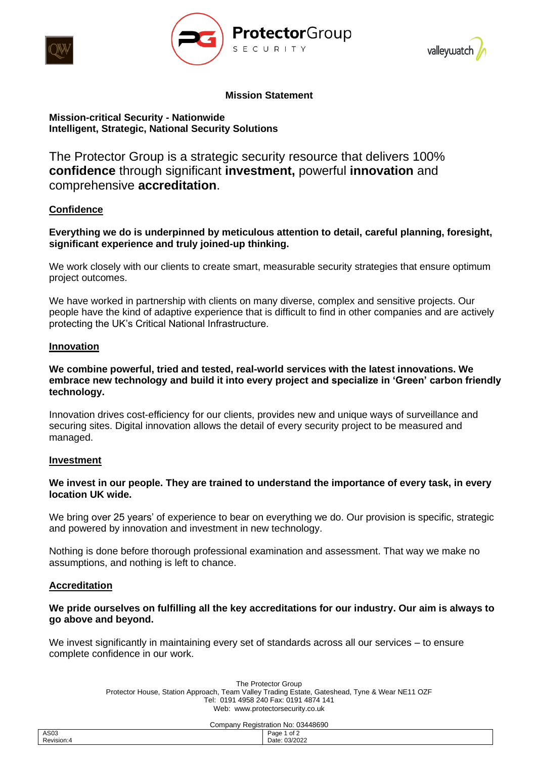# Mission Statement

**Mission-critical Security - Nationwide**
**Intelligent, Strategic, National Security Solutions**

The Protector Group is a strategic security resource that delivers 100% **confidence** through significant **investment,** powerful **innovation** and comprehensive **accreditation**.

## Confidence

**Everything we do is underpinned by meticulous attention to detail, careful planning, foresight, significant experience and truly joined-up thinking.**

We work closely with our clients to create smart, measurable security strategies that ensure optimum project outcomes.

We have worked in partnership with clients on many diverse, complex and sensitive projects. Our people have the kind of adaptive experience that is difficult to find in other companies and are actively protecting the UK's Critical National Infrastructure.

## Innovation

**We combine powerful, tried and tested, real-world services with the latest innovations. We embrace new technology and build it into every project and specialize in 'Green' carbon friendly technology.**

Innovation drives cost-efficiency for our clients, provides new and unique ways of surveillance and securing sites. Digital innovation allows the detail of every security project to be measured and managed.

## Investment

**We invest in our people. They are trained to understand the importance of every task, in every location UK wide.**

We bring over 25 years' of experience to bear on everything we do. Our provision is specific, strategic and powered by innovation and investment in new technology.

Nothing is done before thorough professional examination and assessment. That way we make no assumptions, and nothing is left to chance.

## Accreditation

**We pride ourselves on fulfilling all the key accreditations for our industry. Our aim is always to go above and beyond.**

We invest significantly in maintaining every set of standards across all our services – to ensure complete confidence in our work.

The Protector Group
Protector House, Station Approach, Team Valley Trading Estate, Gateshead, Tyne & Wear NE11 OZF
Tel: 0191 4958 240 Fax: 0191 4874 141
Web: www.protectorsecurity.co.uk

Company Registration No: 03448690

| | |
|---|---|
| AS03<br>Revision:4 | Date: 03/2022 |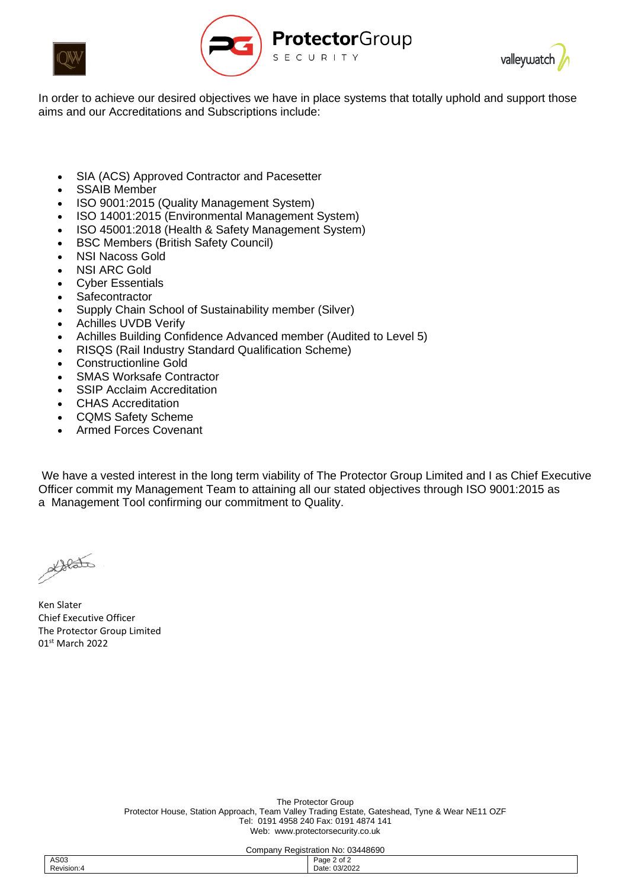In order to achieve our desired objectives we have in place systems that totally uphold and support those aims and our Accreditations and Subscriptions include:

- SIA (ACS) Approved Contractor and Pacesetter
- SSAIB Member
- ISO 9001:2015 (Quality Management System)
- ISO 14001:2015 (Environmental Management System)
- ISO 45001:2018 (Health & Safety Management System)
- BSC Members (British Safety Council)
- NSI Nacoss Gold
- NSI ARC Gold
- Cyber Essentials
- Safecontractor
- Supply Chain School of Sustainability member (Silver)
- Achilles UVDB Verify
- Achilles Building Confidence Advanced member (Audited to Level 5)
- RISQS (Rail Industry Standard Qualification Scheme)
- Constructionline Gold
- SMAS Worksafe Contractor
- SSIP Acclaim Accreditation
- CHAS Accreditation
- CQMS Safety Scheme
- Armed Forces Covenant

We have a vested interest in the long term viability of The Protector Group Limited and I as Chief Executive Officer commit my Management Team to attaining all our stated objectives through ISO 9001:2015 as a Management Tool confirming our commitment to Quality.

Ken Slater
Chief Executive Officer
The Protector Group Limited
01st March 2022

The Protector Group
Protector House, Station Approach, Team Valley Trading Estate, Gateshead, Tyne & Wear NE11 OZF
Tel: 0191 4958 240 Fax: 0191 4874 141
Web: www.protectorsecurity.co.uk

Company Registration No: 03448690

| | |
|---|---|
| AS03<br>Revision:4 | Date: 03/2022 |